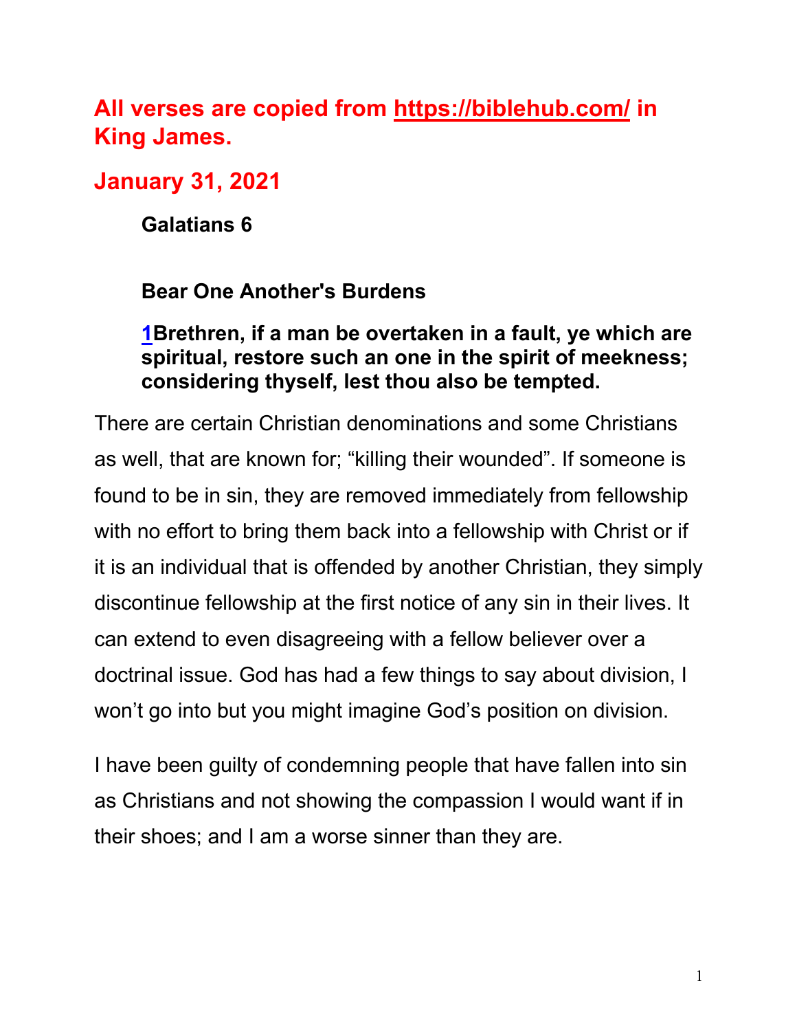**All verses are copied from https://biblehub.com/ in King James.**

**January 31, 2021**

**Galatians 6**

**Bear One Another's Burdens**

**1Brethren, if a man be overtaken in a fault, ye which are spiritual, restore such an one in the spirit of meekness; considering thyself, lest thou also be tempted.**

There are certain Christian denominations and some Christians as well, that are known for; “killing their wounded”. If someone is found to be in sin, they are removed immediately from fellowship with no effort to bring them back into a fellowship with Christ or if it is an individual that is offended by another Christian, they simply discontinue fellowship at the first notice of any sin in their lives. It can extend to even disagreeing with a fellow believer over a doctrinal issue. God has had a few things to say about division, I won’t go into but you might imagine God’s position on division.

I have been guilty of condemning people that have fallen into sin as Christians and not showing the compassion I would want if in their shoes; and I am a worse sinner than they are.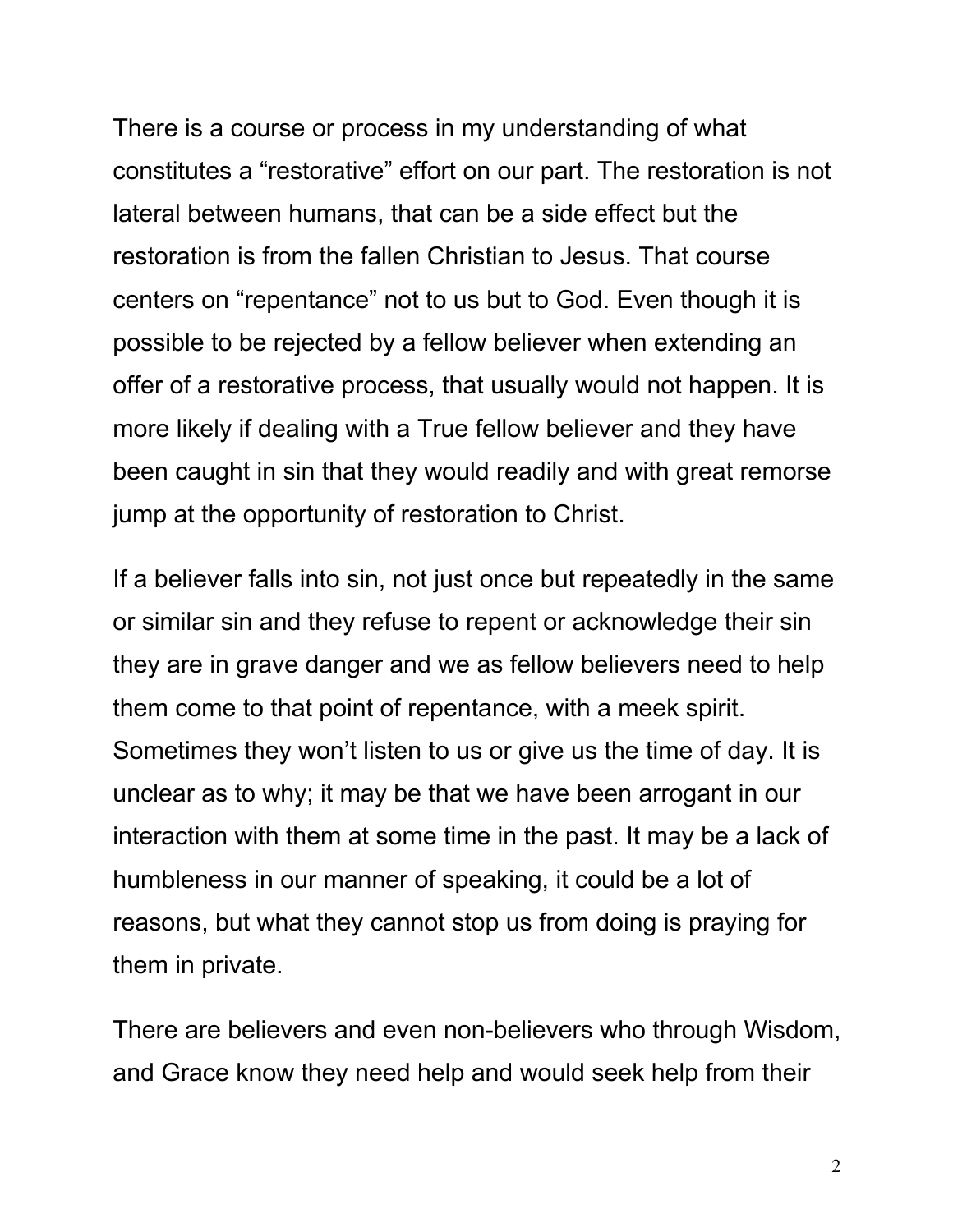There is a course or process in my understanding of what constitutes a “restorative” effort on our part. The restoration is not lateral between humans, that can be a side effect but the restoration is from the fallen Christian to Jesus. That course centers on “repentance” not to us but to God. Even though it is possible to be rejected by a fellow believer when extending an offer of a restorative process, that usually would not happen. It is more likely if dealing with a True fellow believer and they have been caught in sin that they would readily and with great remorse jump at the opportunity of restoration to Christ.

If a believer falls into sin, not just once but repeatedly in the same or similar sin and they refuse to repent or acknowledge their sin they are in grave danger and we as fellow believers need to help them come to that point of repentance, with a meek spirit. Sometimes they won’t listen to us or give us the time of day. It is unclear as to why; it may be that we have been arrogant in our interaction with them at some time in the past. It may be a lack of humbleness in our manner of speaking, it could be a lot of reasons, but what they cannot stop us from doing is praying for them in private.

There are believers and even non-believers who through Wisdom, and Grace know they need help and would seek help from their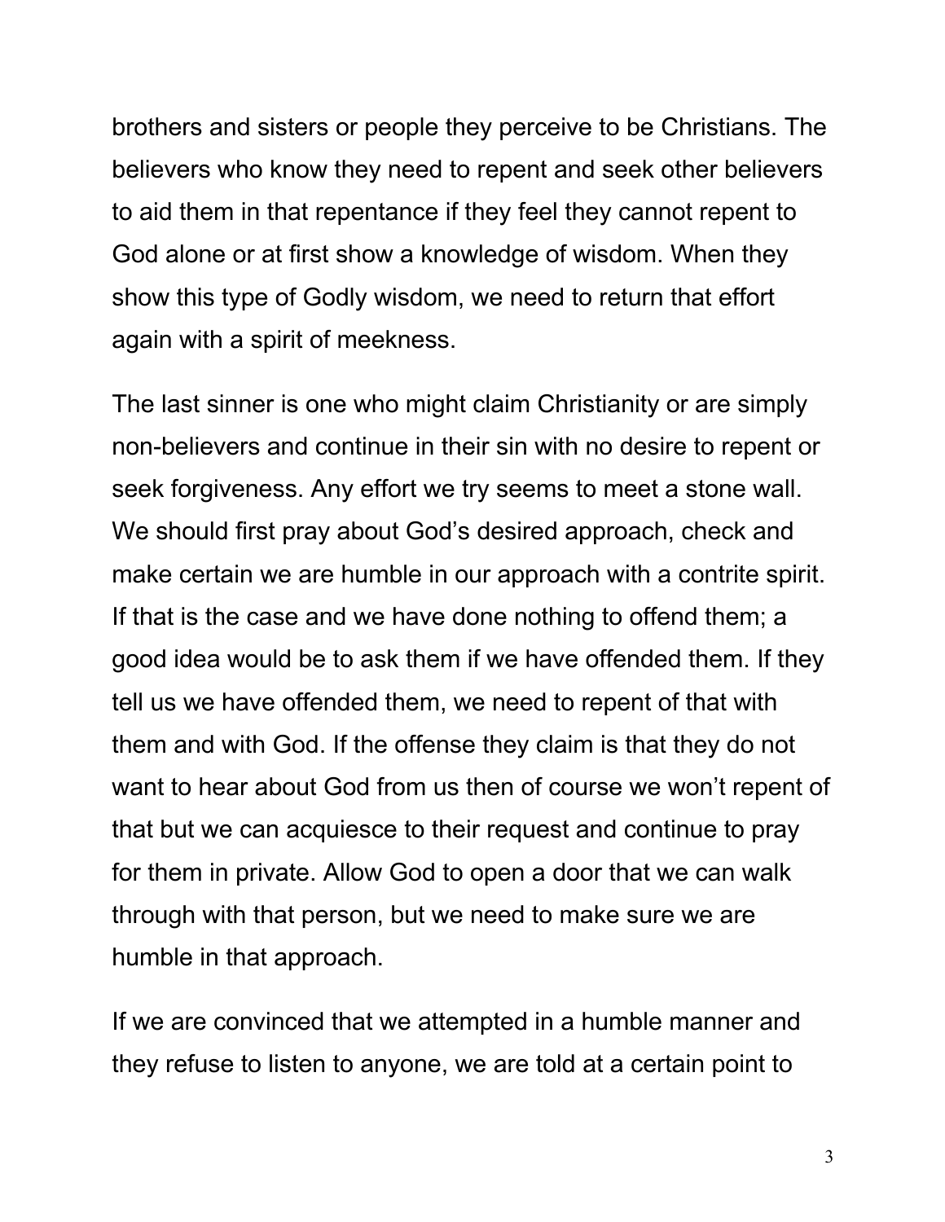brothers and sisters or people they perceive to be Christians. The believers who know they need to repent and seek other believers to aid them in that repentance if they feel they cannot repent to God alone or at first show a knowledge of wisdom. When they show this type of Godly wisdom, we need to return that effort again with a spirit of meekness.

The last sinner is one who might claim Christianity or are simply non-believers and continue in their sin with no desire to repent or seek forgiveness. Any effort we try seems to meet a stone wall. We should first pray about God's desired approach, check and make certain we are humble in our approach with a contrite spirit. If that is the case and we have done nothing to offend them; a good idea would be to ask them if we have offended them. If they tell us we have offended them, we need to repent of that with them and with God. If the offense they claim is that they do not want to hear about God from us then of course we won't repent of that but we can acquiesce to their request and continue to pray for them in private. Allow God to open a door that we can walk through with that person, but we need to make sure we are humble in that approach.

If we are convinced that we attempted in a humble manner and they refuse to listen to anyone, we are told at a certain point to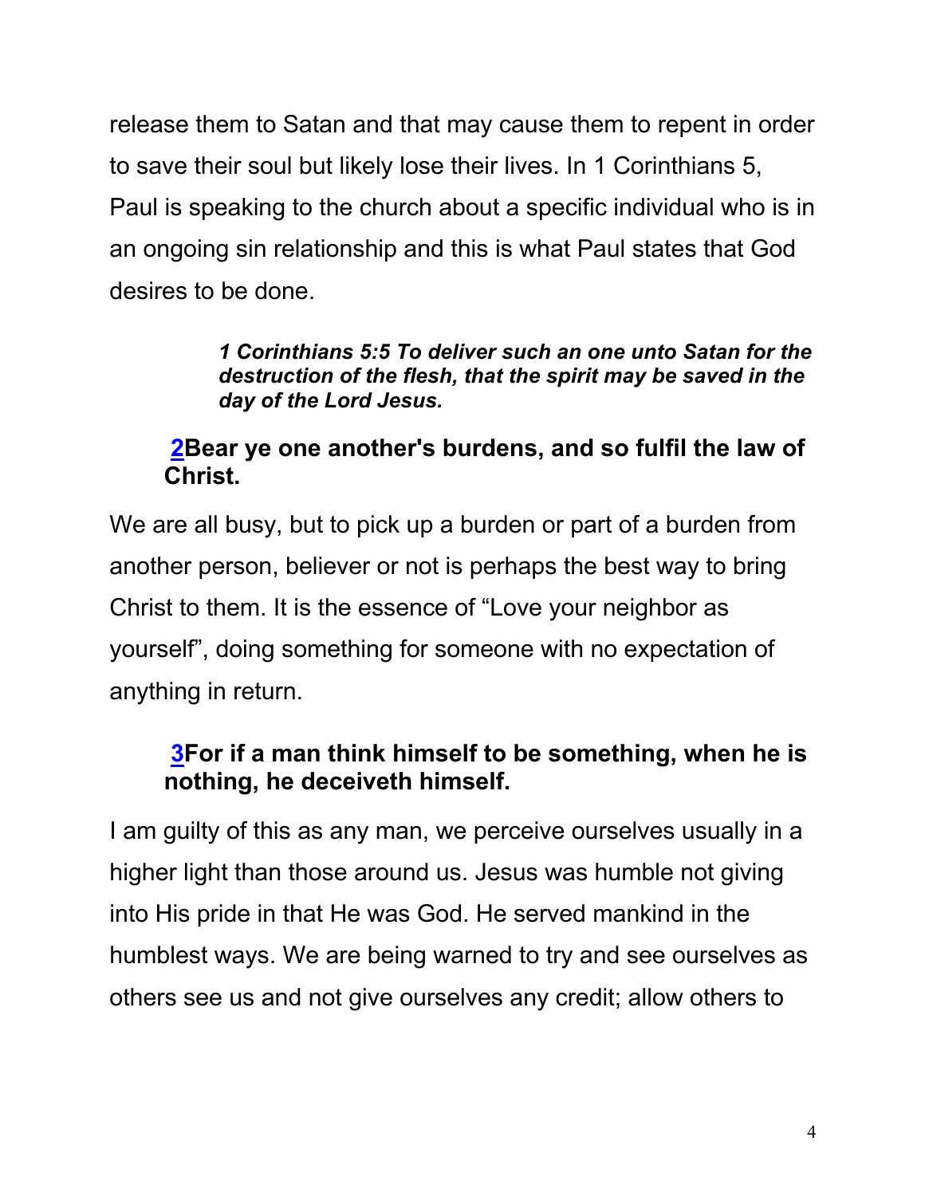release them to Satan and that may cause them to repent in order to save their soul but likely lose their lives. In 1 Corinthians 5, Paul is speaking to the church about a specific individual who is in an ongoing sin relationship and this is what Paul states that God desires to be done.

> ***1 Corinthians 5:5 To deliver such an one unto Satan for the destruction of the flesh, that the spirit may be saved in the day of the Lord Jesus.***

**2Bear ye one another's burdens, and so fulfil the law of Christ.**

We are all busy, but to pick up a burden or part of a burden from another person, believer or not is perhaps the best way to bring Christ to them. It is the essence of "Love your neighbor as yourself", doing something for someone with no expectation of anything in return.

**3For if a man think himself to be something, when he is nothing, he deceiveth himself.**

I am guilty of this as any man, we perceive ourselves usually in a higher light than those around us. Jesus was humble not giving into His pride in that He was God. He served mankind in the humblest ways. We are being warned to try and see ourselves as others see us and not give ourselves any credit; allow others to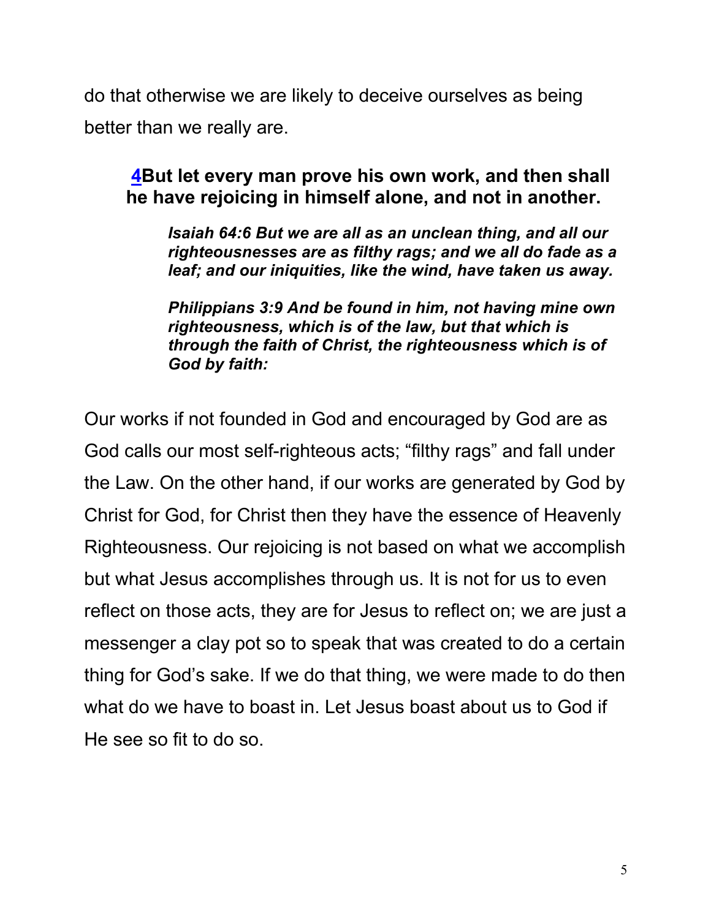do that otherwise we are likely to deceive ourselves as being better than we really are.

> **4But let every man prove his own work, and then shall he have rejoicing in himself alone, and not in another.**
>
> > ***Isaiah 64:6 But we are all as an unclean thing, and all our righteousnesses are as filthy rags; and we all do fade as a leaf; and our iniquities, like the wind, have taken us away.***
> >
> > ***Philippians 3:9 And be found in him, not having mine own righteousness, which is of the law, but that which is through the faith of Christ, the righteousness which is of God by faith:***

Our works if not founded in God and encouraged by God are as God calls our most self-righteous acts; "filthy rags" and fall under the Law. On the other hand, if our works are generated by God by Christ for God, for Christ then they have the essence of Heavenly Righteousness. Our rejoicing is not based on what we accomplish but what Jesus accomplishes through us. It is not for us to even reflect on those acts, they are for Jesus to reflect on; we are just a messenger a clay pot so to speak that was created to do a certain thing for God's sake. If we do that thing, we were made to do then what do we have to boast in. Let Jesus boast about us to God if He see so fit to do so.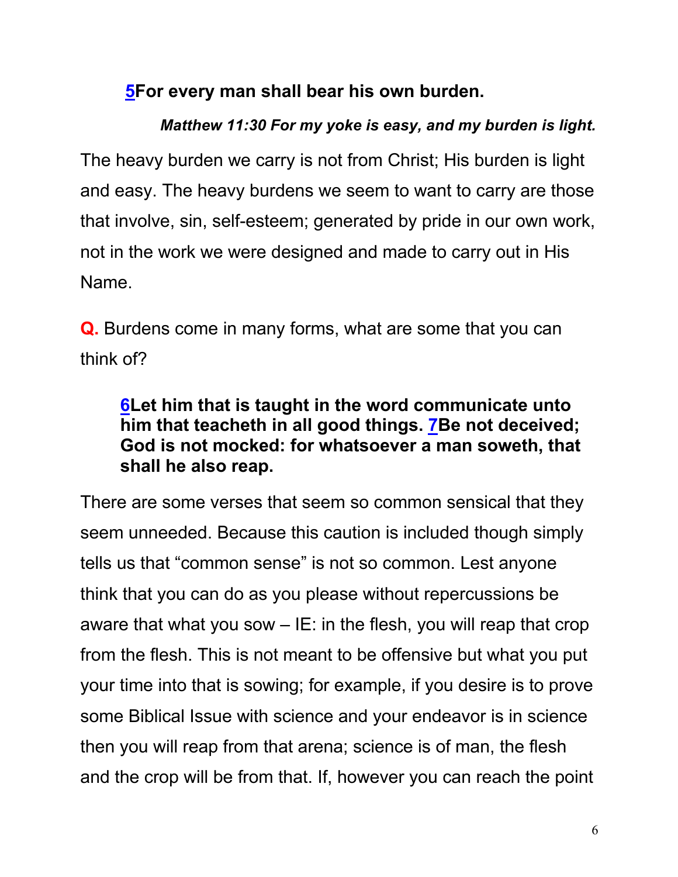**[5](#)For every man shall bear his own burden.**

***Matthew 11:30 For my yoke is easy, and my burden is light.***

The heavy burden we carry is not from Christ; His burden is light and easy. The heavy burdens we seem to want to carry are those that involve, sin, self-esteem; generated by pride in our own work, not in the work we were designed and made to carry out in His Name.

**Q.** Burdens come in many forms, what are some that you can think of?

> **[6](#)Let him that is taught in the word communicate unto him that teacheth in all good things. [7](#)Be not deceived; God is not mocked: for whatsoever a man soweth, that shall he also reap.**

There are some verses that seem so common sensical that they seem unneeded. Because this caution is included though simply tells us that "common sense" is not so common. Lest anyone think that you can do as you please without repercussions be aware that what you sow – IE: in the flesh, you will reap that crop from the flesh. This is not meant to be offensive but what you put your time into that is sowing; for example, if you desire is to prove some Biblical Issue with science and your endeavor is in science then you will reap from that arena; science is of man, the flesh and the crop will be from that. If, however you can reach the point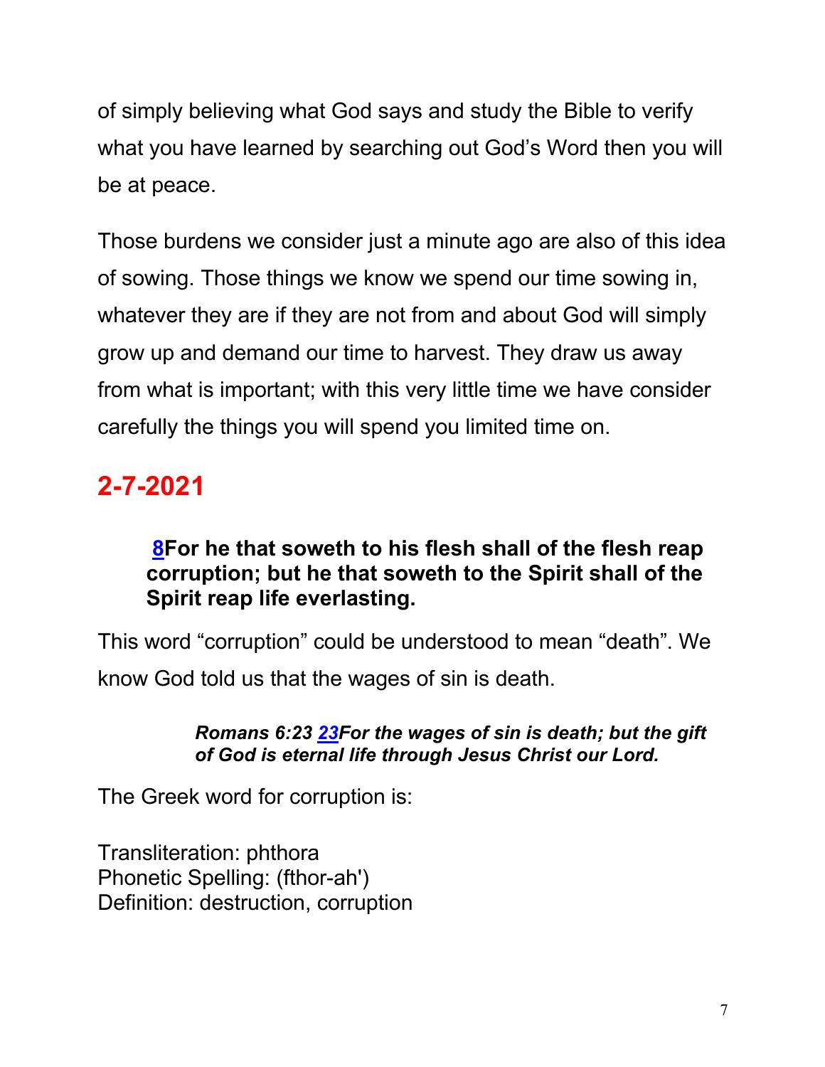of simply believing what God says and study the Bible to verify what you have learned by searching out God's Word then you will be at peace.

Those burdens we consider just a minute ago are also of this idea of sowing. Those things we know we spend our time sowing in, whatever they are if they are not from and about God will simply grow up and demand our time to harvest. They draw us away from what is important; with this very little time we have consider carefully the things you will spend you limited time on.

## 2-7-2021

> **8For he that soweth to his flesh shall of the flesh reap corruption; but he that soweth to the Spirit shall of the Spirit reap life everlasting.**

This word "corruption" could be understood to mean "death". We know God told us that the wages of sin is death.

> ***Romans 6:23 23For the wages of sin is death; but the gift of God is eternal life through Jesus Christ our Lord.***

The Greek word for corruption is:

Transliteration: phthora
Phonetic Spelling: (fthor-ah')
Definition: destruction, corruption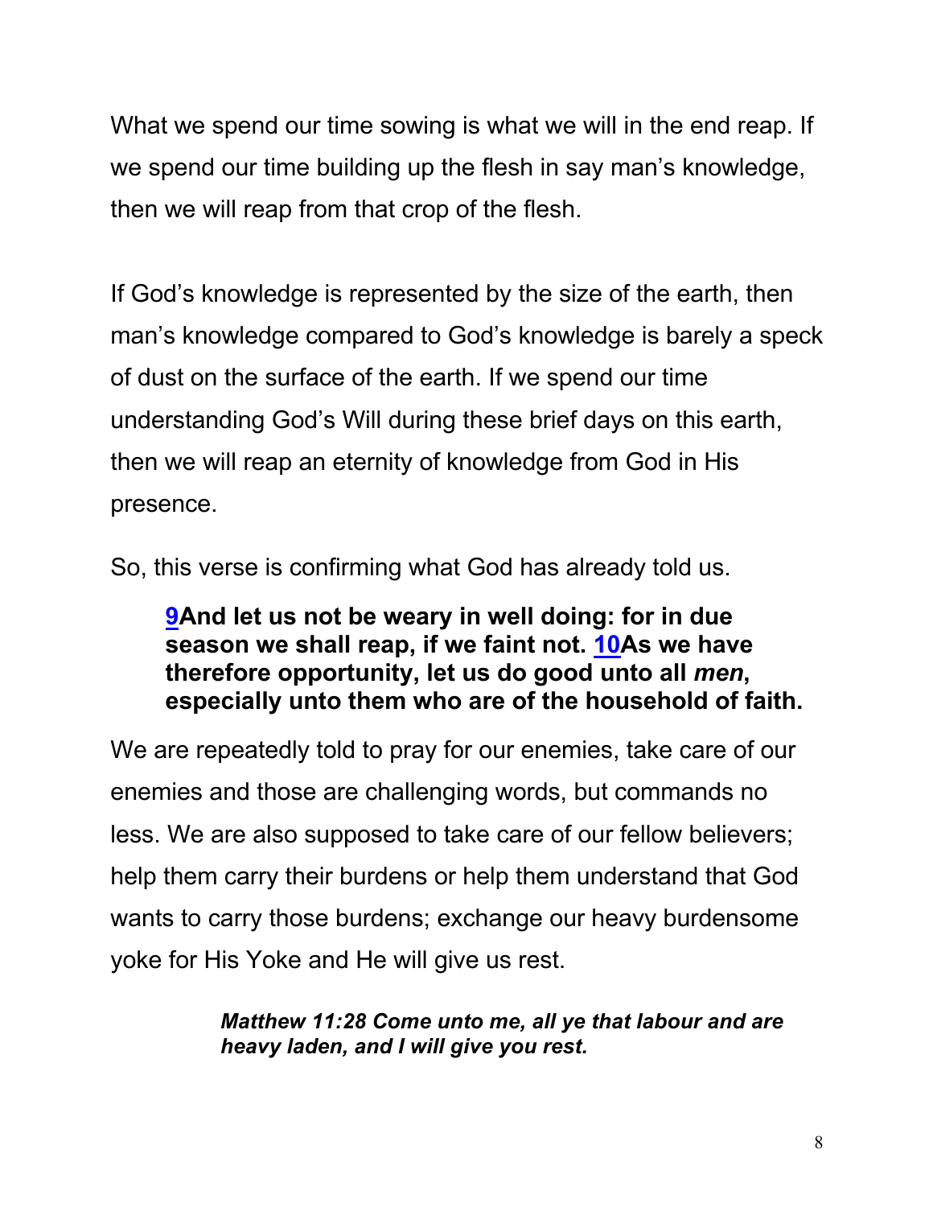What we spend our time sowing is what we will in the end reap. If we spend our time building up the flesh in say man's knowledge, then we will reap from that crop of the flesh.

If God's knowledge is represented by the size of the earth, then man's knowledge compared to God's knowledge is barely a speck of dust on the surface of the earth. If we spend our time understanding God's Will during these brief days on this earth, then we will reap an eternity of knowledge from God in His presence.

So, this verse is confirming what God has already told us.

> **9And let us not be weary in well doing: for in due season we shall reap, if we faint not. 10As we have therefore opportunity, let us do good unto all *men*, especially unto them who are of the household of faith.**

We are repeatedly told to pray for our enemies, take care of our enemies and those are challenging words, but commands no less. We are also supposed to take care of our fellow believers; help them carry their burdens or help them understand that God wants to carry those burdens; exchange our heavy burdensome yoke for His Yoke and He will give us rest.

> ***Matthew 11:28 Come unto me, all ye that labour and are heavy laden, and I will give you rest.***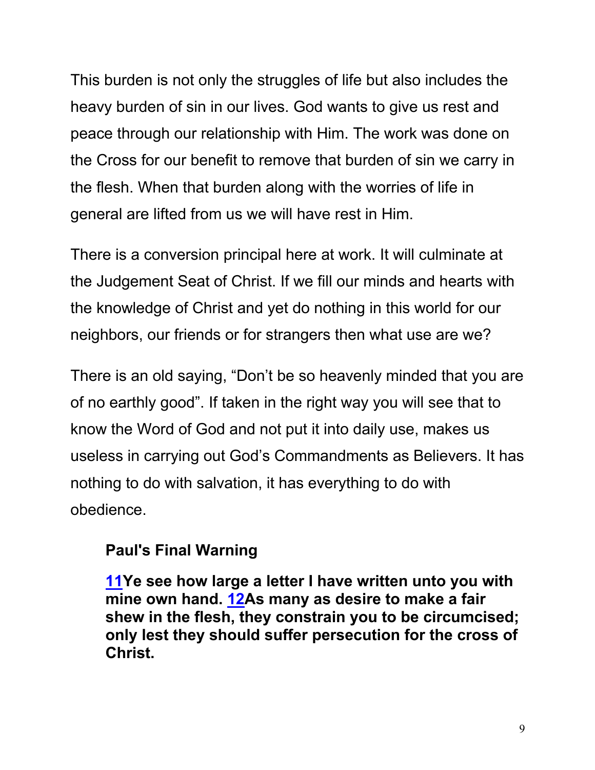This burden is not only the struggles of life but also includes the heavy burden of sin in our lives. God wants to give us rest and peace through our relationship with Him. The work was done on the Cross for our benefit to remove that burden of sin we carry in the flesh. When that burden along with the worries of life in general are lifted from us we will have rest in Him.

There is a conversion principal here at work. It will culminate at the Judgement Seat of Christ. If we fill our minds and hearts with the knowledge of Christ and yet do nothing in this world for our neighbors, our friends or for strangers then what use are we?

There is an old saying, "Don't be so heavenly minded that you are of no earthly good". If taken in the right way you will see that to know the Word of God and not put it into daily use, makes us useless in carrying out God's Commandments as Believers. It has nothing to do with salvation, it has everything to do with obedience.

**Paul's Final Warning**

**11Ye see how large a letter I have written unto you with mine own hand. 12As many as desire to make a fair shew in the flesh, they constrain you to be circumcised; only lest they should suffer persecution for the cross of Christ.**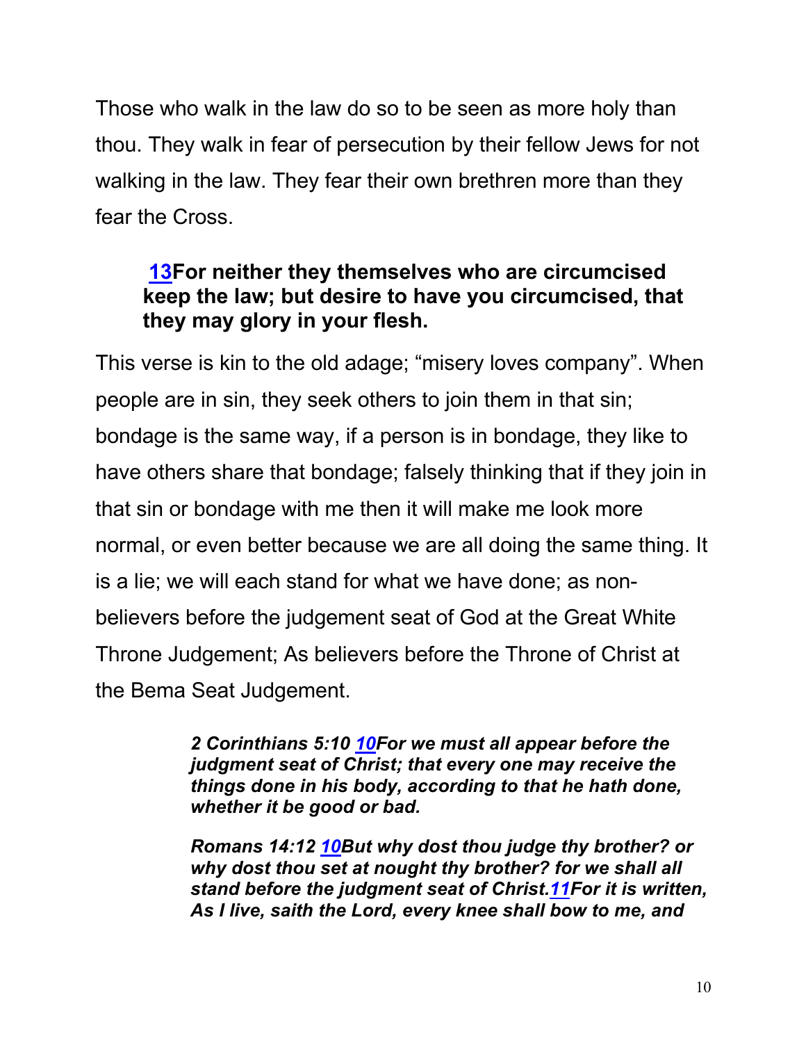Those who walk in the law do so to be seen as more holy than thou. They walk in fear of persecution by their fellow Jews for not walking in the law. They fear their own brethren more than they fear the Cross.

> **13For neither they themselves who are circumcised keep the law; but desire to have you circumcised, that they may glory in your flesh.**

This verse is kin to the old adage; "misery loves company". When people are in sin, they seek others to join them in that sin; bondage is the same way, if a person is in bondage, they like to have others share that bondage; falsely thinking that if they join in that sin or bondage with me then it will make me look more normal, or even better because we are all doing the same thing. It is a lie; we will each stand for what we have done; as non-believers before the judgement seat of God at the Great White Throne Judgement; As believers before the Throne of Christ at the Bema Seat Judgement.

> ***2 Corinthians 5:10 10For we must all appear before the judgment seat of Christ; that every one may receive the things done in his body, according to that he hath done, whether it be good or bad.***
>
> ***Romans 14:12 10But why dost thou judge thy brother? or why dost thou set at nought thy brother? for we shall all stand before the judgment seat of Christ.11For it is written, As I live, saith the Lord, every knee shall bow to me, and***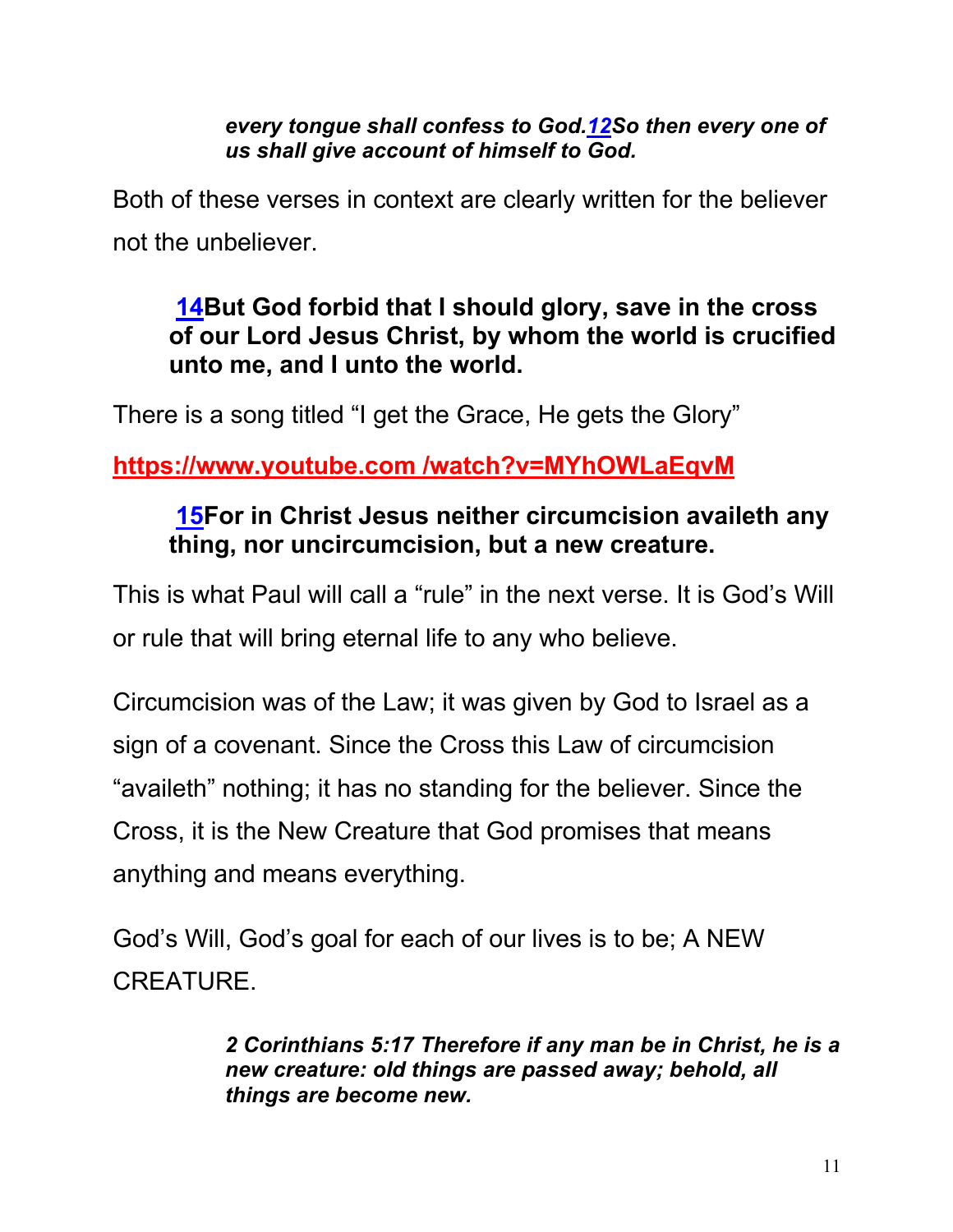*every tongue shall confess to God.12So then every one of us shall give account of himself to God.*

Both of these verses in context are clearly written for the believer not the unbeliever.

**14But God forbid that I should glory, save in the cross of our Lord Jesus Christ, by whom the world is crucified unto me, and I unto the world.**

There is a song titled "I get the Grace, He gets the Glory"

**https://www.youtube.com /watch?v=MYhOWLaEqvM**

**15For in Christ Jesus neither circumcision availeth any thing, nor uncircumcision, but a new creature.**

This is what Paul will call a "rule" in the next verse. It is God's Will or rule that will bring eternal life to any who believe.

Circumcision was of the Law; it was given by God to Israel as a sign of a covenant. Since the Cross this Law of circumcision "availeth" nothing; it has no standing for the believer. Since the Cross, it is the New Creature that God promises that means anything and means everything.

God's Will, God's goal for each of our lives is to be; A NEW CREATURE.

***2 Corinthians 5:17 Therefore if any man be in Christ, he is a new creature: old things are passed away; behold, all things are become new.***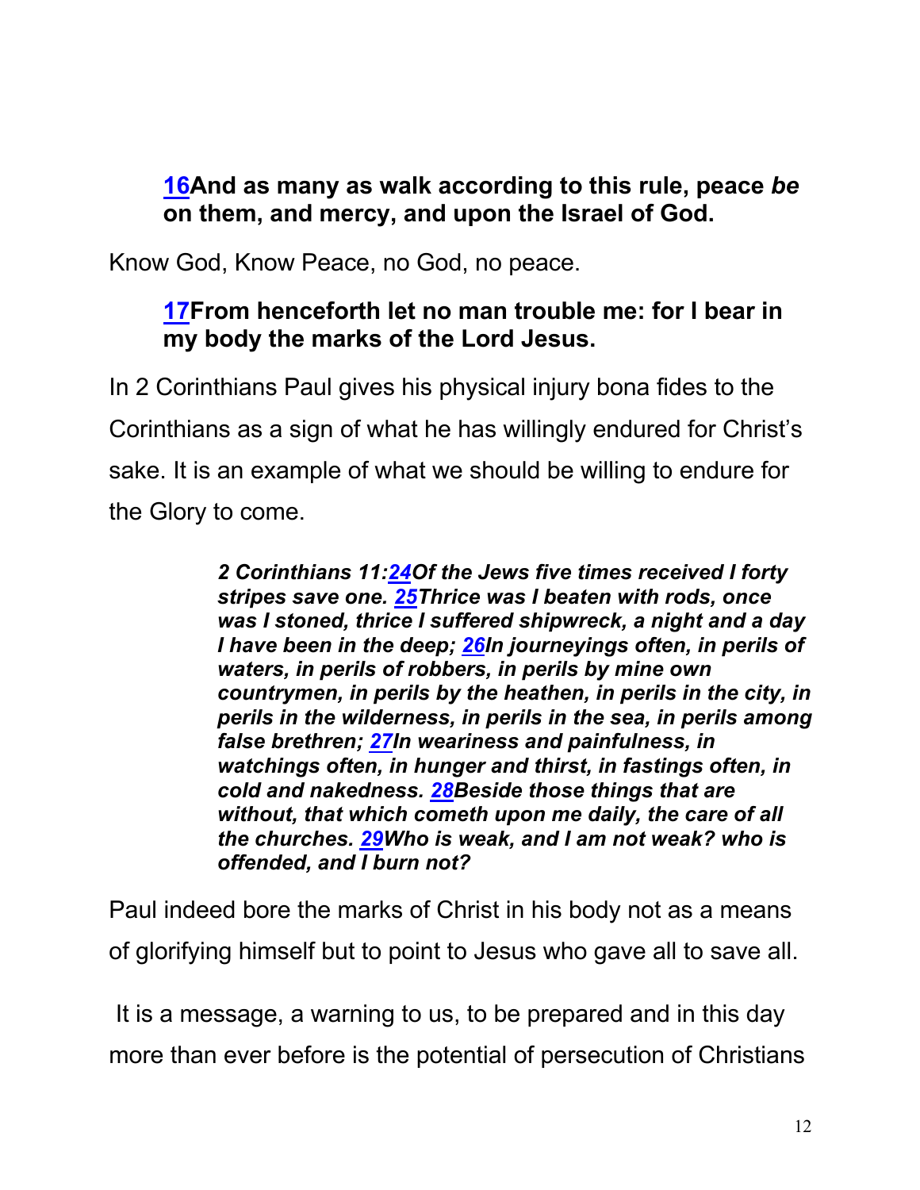**[16](#)And as many as walk according to this rule, peace *be* on them, and mercy, and upon the Israel of God.**

Know God, Know Peace, no God, no peace.

**[17](#)From henceforth let no man trouble me: for I bear in my body the marks of the Lord Jesus.**

In 2 Corinthians Paul gives his physical injury bona fides to the Corinthians as a sign of what he has willingly endured for Christ's sake. It is an example of what we should be willing to endure for the Glory to come.

> ***2 Corinthians 11:[24](#)Of the Jews five times received I forty stripes save one. [25](#)Thrice was I beaten with rods, once was I stoned, thrice I suffered shipwreck, a night and a day I have been in the deep; [26](#)In journeyings often, in perils of waters, in perils of robbers, in perils by mine own countrymen, in perils by the heathen, in perils in the city, in perils in the wilderness, in perils in the sea, in perils among false brethren; [27](#)In weariness and painfulness, in watchings often, in hunger and thirst, in fastings often, in cold and nakedness. [28](#)Beside those things that are without, that which cometh upon me daily, the care of all the churches. [29](#)Who is weak, and I am not weak? who is offended, and I burn not?***

Paul indeed bore the marks of Christ in his body not as a means of glorifying himself but to point to Jesus who gave all to save all.

It is a message, a warning to us, to be prepared and in this day more than ever before is the potential of persecution of Christians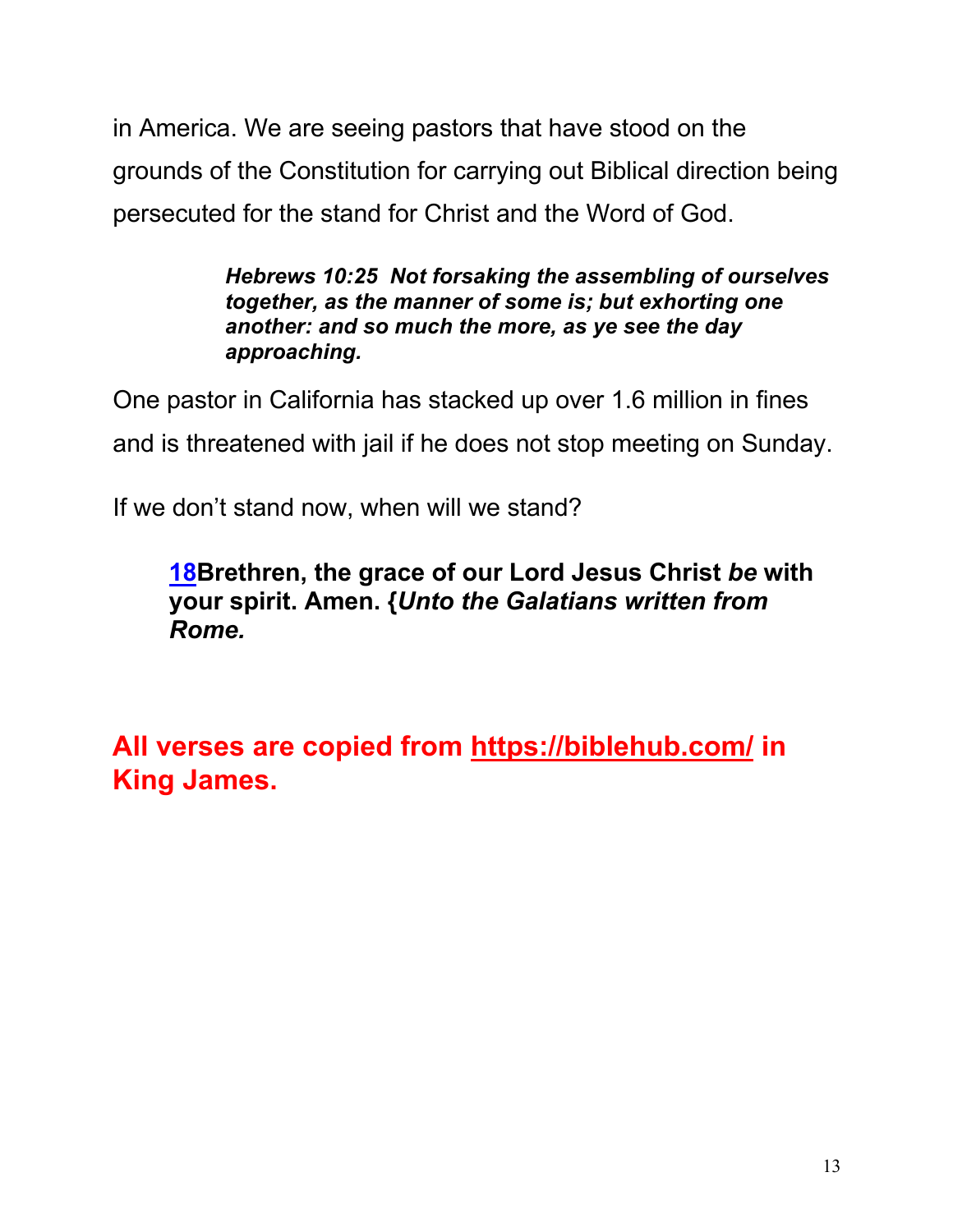in America. We are seeing pastors that have stood on the grounds of the Constitution for carrying out Biblical direction being persecuted for the stand for Christ and the Word of God.

> ***Hebrews 10:25  Not forsaking the assembling of ourselves together, as the manner of some is; but exhorting one another: and so much the more, as ye see the day approaching.***

One pastor in California has stacked up over 1.6 million in fines and is threatened with jail if he does not stop meeting on Sunday.

If we don't stand now, when will we stand?

> **18Brethren, the grace of our Lord Jesus Christ *be* with your spirit. Amen. {*Unto the Galatians written from Rome.***

**All verses are copied from https://biblehub.com/ in King James.**